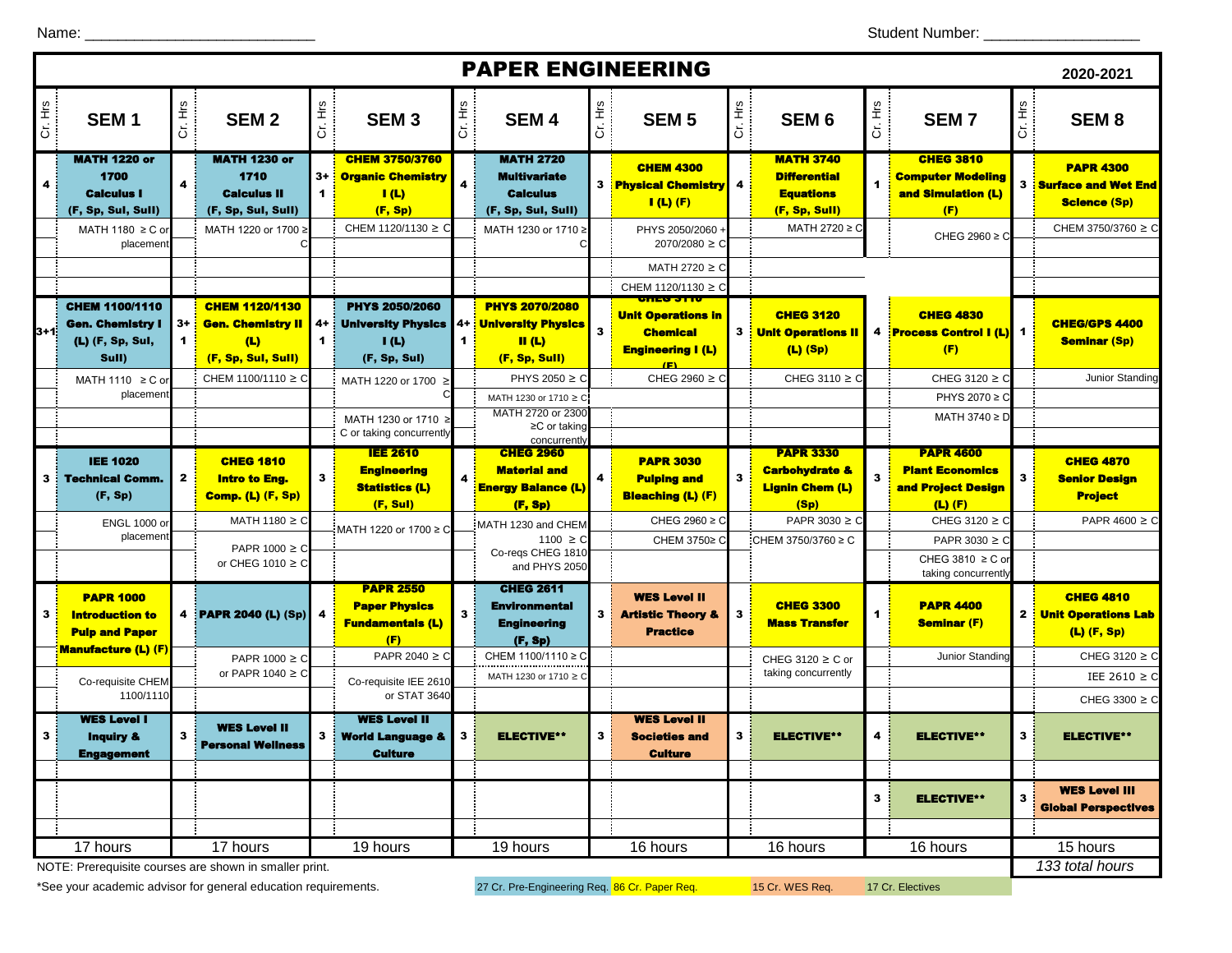Name: ___________________________ Student Number: ___________________

# PAPER ENGINEERING

**2020-2021**

| Cr. Hrs | SEM 1 | Cr. Hrs | SEM 2 | Cr. Hrs | SEM 3 | Cr. Hrs | SEM 4 | Cr. Hrs | SEM 5 | Cr. Hrs | SEM 6 | Cr. Hrs | SEM 7 | Cr. Hrs | SEM 8 |
|---|---|---|---|---|---|---|---|---|---|---|---|---|---|---|---|
| 4 | **MATH 1220 or 1700 Calculus I (F, Sp, SuI, SuII)** | 4 | **MATH 1230 or 1710 Calculus II (F, Sp, SuI, SuII)** | 3+1 | **CHEM 3750/3760 Organic Chemistry I (L) (F, Sp)** | 4 | **MATH 2720 Multivariate Calculus (F, Sp, SuI, SuII)** | 3 | **CHEM 4300 Physical Chemistry I (L) (F)** | 4 | **MATH 3740 Differential Equations (F, Sp, SuII)** | 1 | **CHEG 3810 Computer Modeling and Simulation (L) (F)** | 3 | **PAPR 4300 Surface and Wet End Science (Sp)** |
| | MATH 1180 ≥ C or placement | | MATH 1220 or 1700 ≥ C | | CHEM 1120/1130 ≥ C | | MATH 1230 or 1710 ≥ C | | PHYS 2050/2060 + 2070/2080 ≥ C; MATH 2720 ≥ C; CHEM 1120/1130 ≥ C | | MATH 2720 ≥ C | | CHEG 2960 ≥ C | | CHEM 3750/3760 ≥ C |
| 3+1 | **CHEM 1100/1110 Gen. Chemistry I (L) (F, Sp, SuI, SuII)** | 3+1 | **CHEM 1120/1130 Gen. Chemistry II (L) (F, Sp, SuI, SuII)** | 4+1 | **PHYS 2050/2060 University Physics I (L) (F, Sp, SuI)** | 4+1 | **PHYS 2070/2080 University Physics II (L) (F, Sp, SuII)** | 3 | **CHEG 3110 Unit Operations in Chemical Engineering I (L) (F)** | 3 | **CHEG 3120 Unit Operations II (L) (Sp)** | 4 | **CHEG 4830 Process Control I (L) (F)** | 1 | **CHEG/GPS 4400 Seminar (Sp)** |
| | MATH 1110 ≥ C or placement | | CHEM 1100/1110 ≥ C | | MATH 1220 or 1700 ≥ C; MATH 1230 or 1710 ≥ C or taking concurrently | | PHYS 2050 ≥ C; MATH 1230 or 1710 ≥ C; MATH 2720 or 2300 ≥C or taking concurrently | | CHEG 2960 ≥ C | | CHEG 3110 ≥ C | | CHEG 3120 ≥ C; PHYS 2070 ≥ C; MATH 3740 ≥ D | | Junior Standing |
| 3 | **IEE 1020 Technical Comm. (F, Sp)** | 2 | **CHEG 1810 Intro to Eng. Comp. (L) (F, Sp)** | 3 | **IEE 2610 Engineering Statistics (L) (F, SuI)** | 4 | **CHEG 2960 Material and Energy Balance (L) (F, Sp)** | 4 | **PAPR 3030 Pulping and Bleaching (L) (F)** | 3 | **PAPR 3330 Carbohydrate & Lignin Chem (L) (Sp)** | 3 | **PAPR 4600 Plant Economics and Project Design (L) (F)** | 3 | **CHEG 4870 Senior Design Project** |
| | ENGL 1000 or placement | | MATH 1180 ≥ C; PAPR 1000 ≥ C or CHEG 1010 ≥ C | | MATH 1220 or 1700 ≥ C | | MATH 1230 and CHEM 1100 ≥ C; Co-reqs CHEG 1810 and PHYS 2050 | | CHEG 2960 ≥ C; CHEM 3750≥ C | | PAPR 3030 ≥ C; CHEM 3750/3760 ≥ C | | CHEG 3120 ≥ C; PAPR 3030 ≥ C; CHEG 3810 ≥ C or taking concurrently | | PAPR 4600 ≥ C |
| 3 | **PAPR 1000 Introduction to Pulp and Paper Manufacture (L) (F)** | 4 | **PAPR 2040 (L) (Sp)** | 4 | **PAPR 2550 Paper Physics Fundamentals (L) (F)** | 3 | **CHEG 2611 Environmental Engineering (F, Sp)** | 3 | **WES Level II Artistic Theory & Practice** | 3 | **CHEG 3300 Mass Transfer** | 1 | **PAPR 4400 Seminar (F)** | 2 | **CHEG 4810 Unit Operations Lab (L) (F, Sp)** |
| | Co-requisite CHEM 1100/1110 | | PAPR 1000 ≥ C or PAPR 1040 ≥ C | | PAPR 2040 ≥ C; Co-requisite IEE 2610 or STAT 3640 | | CHEM 1100/1110 ≥ C; MATH 1230 or 1710 ≥ C | | | | CHEG 3120 ≥ C or taking concurrently | | Junior Standing | | CHEG 3120 ≥ C; IEE 2610 ≥ C; CHEG 3300 ≥ C |
| 3 | **WES Level I Inquiry & Engagement** | 3 | **WES Level II Personal Wellness** | 3 | **WES Level II World Language & Culture** | 3 | **ELECTIVE\*\*** | 3 | **WES Level II Societies and Culture** | 3 | **ELECTIVE\*\*** | 4 | **ELECTIVE\*\*** | 3 | **ELECTIVE\*\*** |
| | | | | | | | | | | | | 3 | **ELECTIVE\*\*** | 3 | **WES Level III Global Perspectives** |
| | 17 hours | | 17 hours | | 19 hours | | 19 hours | | 16 hours | | 16 hours | | 16 hours | | 15 hours |
| | | | | | | | | | | | | | | | *133 total hours* |

NOTE: Prerequisite courses are shown in smaller print.

*See your academic advisor for general education requirements.

27 Cr. Pre-Engineering Req. | 86 Cr. Paper Req. | 15 Cr. WES Req. | 17 Cr. Electives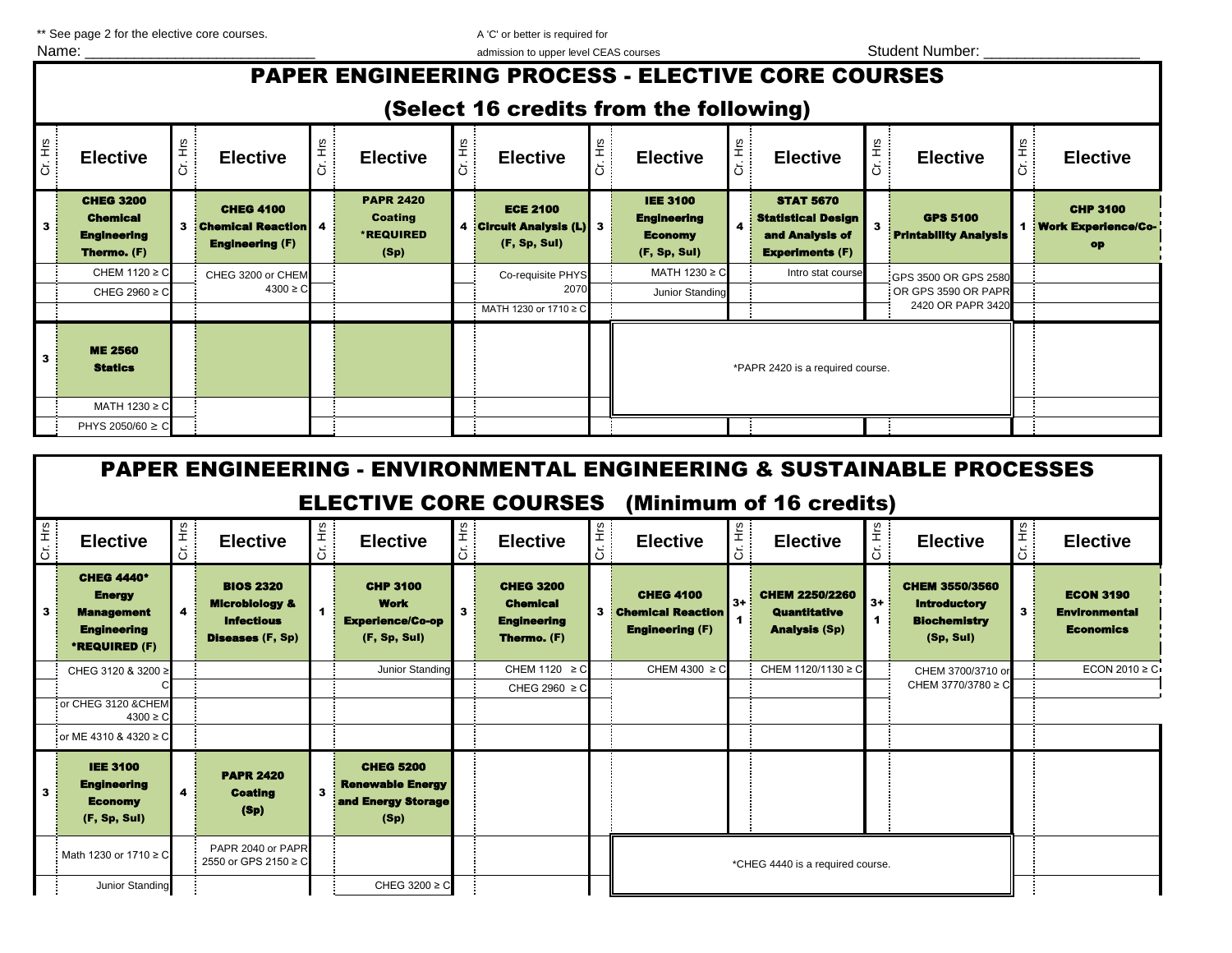** See page 2 for the elective core courses.

A 'C' or better is required for admission to upper level CEAS courses

Name: ____________________________

Student Number: __________________

# PAPER ENGINEERING PROCESS - ELECTIVE CORE COURSES

## (Select 16 credits from the following)

| Cr. Hrs | Elective | Cr. Hrs | Elective | Cr. Hrs | Elective | Cr. Hrs | Elective | Cr. Hrs | Elective | Cr. Hrs | Elective | Cr. Hrs | Elective | Cr. Hrs | Elective |
|---|---|---|---|---|---|---|---|---|---|---|---|---|---|---|---|
| 3 | **CHEG 3200 Chemical Engineering Thermo. (F)** | 3 | **CHEG 4100 Chemical Reaction Engineering (F)** | 4 | **PAPR 2420 Coating *REQUIRED (Sp)** | 4 | **ECE 2100 Circuit Analysis (L) (F, Sp, Sul)** | 3 | **IEE 3100 Engineering Economy (F, Sp, Sul)** | 4 | **STAT 5670 Statistical Design and Analysis of Experiments (F)** | 3 | **GPS 5100 Printability Analysis** | 1 | **CHP 3100 Work Experience/Co-op** |
| | CHEM 1120 ≥ C | | CHEG 3200 or CHEM 4300 ≥ C | | | | Co-requisite PHYS 2070 | | MATH 1230 ≥ C | | Intro stat course | | GPS 3500 OR GPS 2580 OR GPS 3590 OR PAPR 2420 OR PAPR 3420 | | |
| | CHEG 2960 ≥ C | | | | | | | | Junior Standing | | | | | | |
| | | | | | | | MATH 1230 or 1710 ≥ C | | | | | | | | |
| 3 | **ME 2560 Statics** | | | | | | | | *PAPR 2420 is a required course. | | | | | | |
| | MATH 1230 ≥ C | | | | | | | | | | | | | | |
| | PHYS 2050/60 ≥ C | | | | | | | | | | | | | | |

# PAPER ENGINEERING - ENVIRONMENTAL ENGINEERING & SUSTAINABLE PROCESSES

## ELECTIVE CORE COURSES (Minimum of 16 credits)

| Cr. Hrs | Elective | Cr. Hrs | Elective | Cr. Hrs | Elective | Cr. Hrs | Elective | Cr. Hrs | Elective | Cr. Hrs | Elective | Cr. Hrs | Elective | Cr. Hrs | Elective |
|---|---|---|---|---|---|---|---|---|---|---|---|---|---|---|---|
| 3 | **CHEG 4440* Energy Management Engineering *REQUIRED (F)** | 4 | **BIOS 2320 Microbiology & Infectious Diseases (F, Sp)** | 1 | **CHP 3100 Work Experience/Co-op (F, Sp, Sul)** | 3 | **CHEG 3200 Chemical Engineering Thermo. (F)** | 3 | **CHEG 4100 Chemical Reaction Engineering (F)** | 3+ 1 | **CHEM 2250/2260 Quantitative Analysis (Sp)** | 3+ 1 | **CHEM 3550/3560 Introductory Biochemistry (Sp, Sul)** | 3 | **ECON 3190 Environmental Economics** |
| | CHEG 3120 & 3200 ≥ C | | | | Junior Standing | | CHEM 1120 ≥ C | | CHEM 4300 ≥ C | | CHEM 1120/1130 ≥ C | | CHEM 3700/3710 or CHEM 3770/3780 ≥ C | | ECON 2010 ≥ C |
| | or CHEG 3120 &CHEM 4300 ≥ C | | | | | | CHEG 2960 ≥ C | | | | | | | | |
| | or ME 4310 & 4320 ≥ C | | | | | | | | | | | | | | |
| 3 | **IEE 3100 Engineering Economy (F, Sp, Sul)** | 4 | **PAPR 2420 Coating (Sp)** | 3 | **CHEG 5200 Renewable Energy and Energy Storage (Sp)** | | | | | | | | | | |
| | Math 1230 or 1710 ≥ C | | PAPR 2040 or PAPR 2550 or GPS 2150 ≥ C | | | | | | *CHEG 4440 is a required course. | | | | | | |
| | Junior Standing | | | | CHEG 3200 ≥ C | | | | | | | | | | |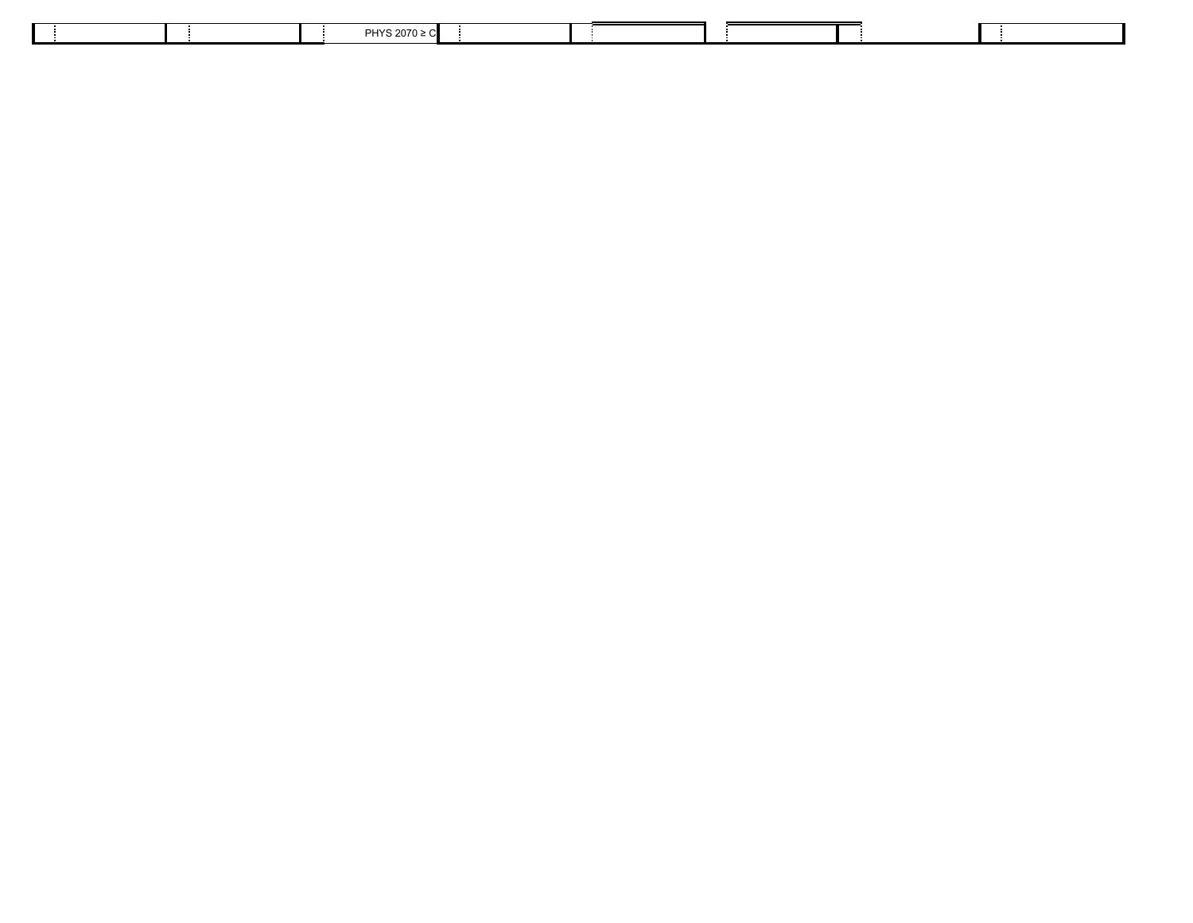PHYS 2070 ≥ C